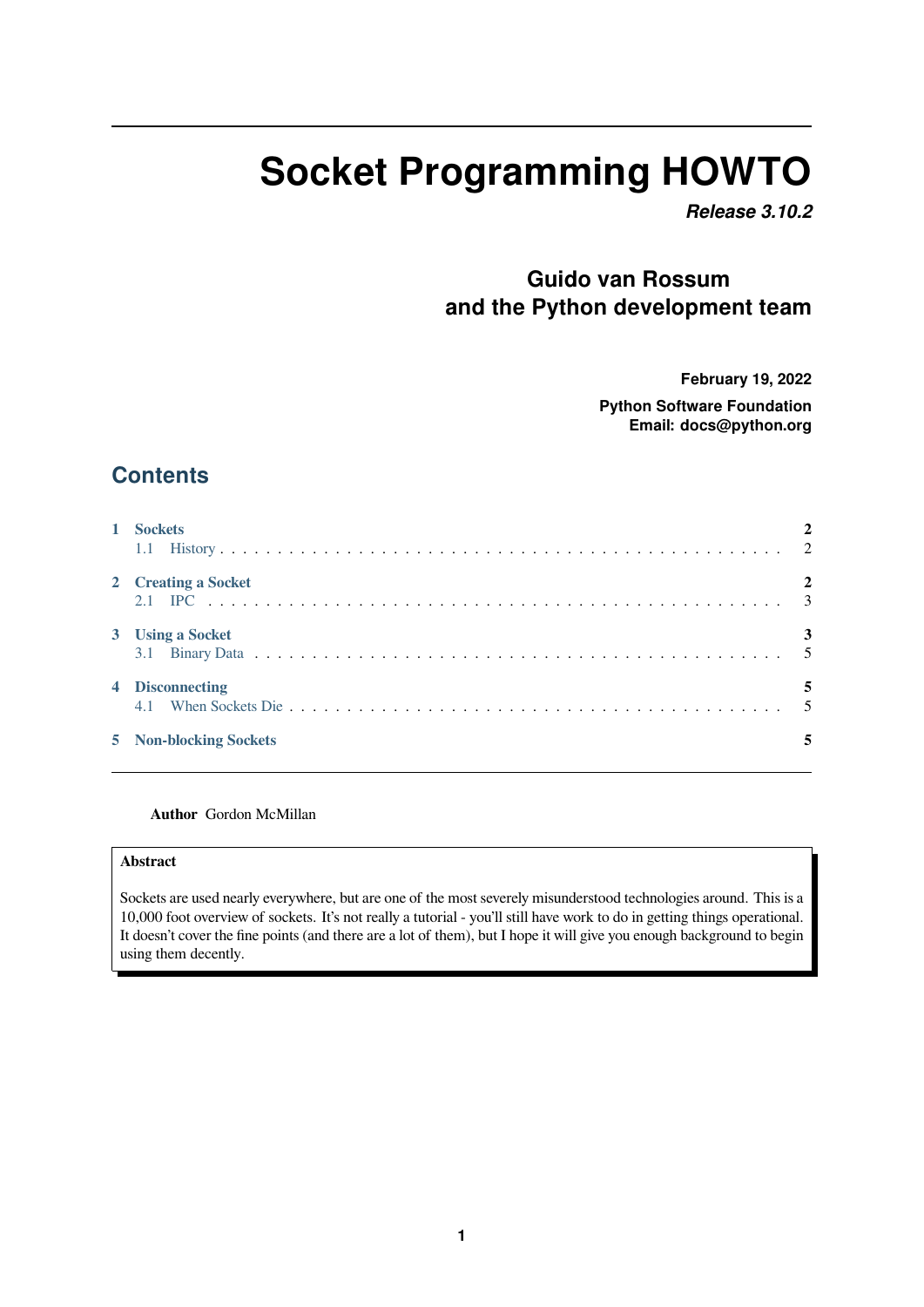# Socket Programming HOWTO

***Release 3.10.2***

**Guido van Rossum**
**and the Python development team**

**February 19, 2022**

**Python Software Foundation**
**Email: docs@python.org**

## Contents

- **1 Sockets** — 2
  - 1.1 History — 2
- **2 Creating a Socket** — 2
  - 2.1 IPC — 3
- **3 Using a Socket** — 3
  - 3.1 Binary Data — 5
- **4 Disconnecting** — 5
  - 4.1 When Sockets Die — 5
- **5 Non-blocking Sockets** — 5

**Author** Gordon McMillan

**Abstract**

Sockets are used nearly everywhere, but are one of the most severely misunderstood technologies around. This is a 10,000 foot overview of sockets. It's not really a tutorial - you'll still have work to do in getting things operational. It doesn't cover the fine points (and there are a lot of them), but I hope it will give you enough background to begin using them decently.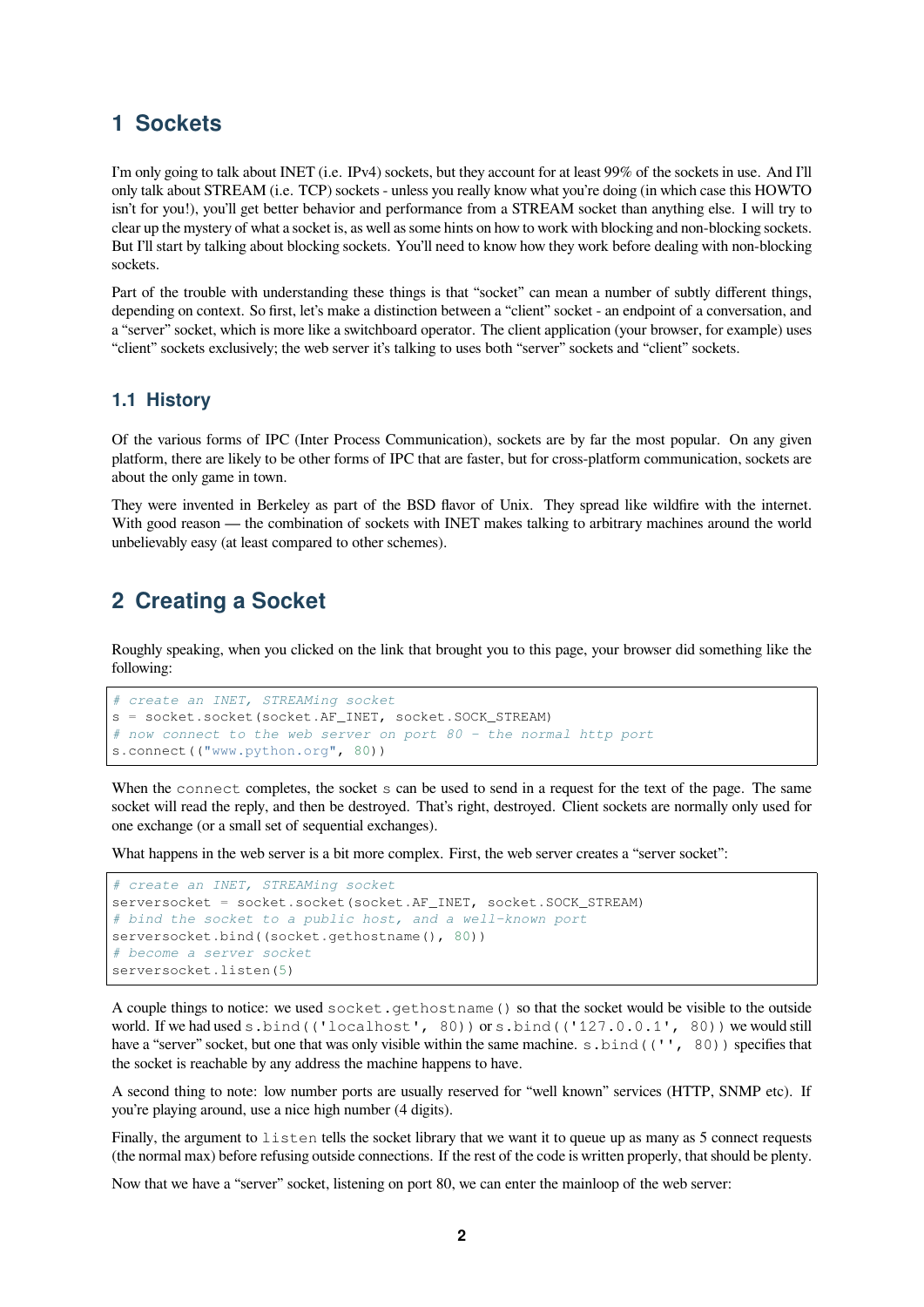# 1 Sockets

I'm only going to talk about INET (i.e. IPv4) sockets, but they account for at least 99% of the sockets in use. And I'll only talk about STREAM (i.e. TCP) sockets - unless you really know what you're doing (in which case this HOWTO isn't for you!), you'll get better behavior and performance from a STREAM socket than anything else. I will try to clear up the mystery of what a socket is, as well as some hints on how to work with blocking and non-blocking sockets. But I'll start by talking about blocking sockets. You'll need to know how they work before dealing with non-blocking sockets.

Part of the trouble with understanding these things is that "socket" can mean a number of subtly different things, depending on context. So first, let's make a distinction between a "client" socket - an endpoint of a conversation, and a "server" socket, which is more like a switchboard operator. The client application (your browser, for example) uses "client" sockets exclusively; the web server it's talking to uses both "server" sockets and "client" sockets.

## 1.1 History

Of the various forms of IPC (Inter Process Communication), sockets are by far the most popular. On any given platform, there are likely to be other forms of IPC that are faster, but for cross-platform communication, sockets are about the only game in town.

They were invented in Berkeley as part of the BSD flavor of Unix. They spread like wildfire with the internet. With good reason — the combination of sockets with INET makes talking to arbitrary machines around the world unbelievably easy (at least compared to other schemes).

# 2 Creating a Socket

Roughly speaking, when you clicked on the link that brought you to this page, your browser did something like the following:

```
# create an INET, STREAMing socket
s = socket.socket(socket.AF_INET, socket.SOCK_STREAM)
# now connect to the web server on port 80 - the normal http port
s.connect(("www.python.org", 80))
```

When the `connect` completes, the socket `s` can be used to send in a request for the text of the page. The same socket will read the reply, and then be destroyed. That's right, destroyed. Client sockets are normally only used for one exchange (or a small set of sequential exchanges).

What happens in the web server is a bit more complex. First, the web server creates a "server socket":

```
# create an INET, STREAMing socket
serversocket = socket.socket(socket.AF_INET, socket.SOCK_STREAM)
# bind the socket to a public host, and a well-known port
serversocket.bind((socket.gethostname(), 80))
# become a server socket
serversocket.listen(5)
```

A couple things to notice: we used `socket.gethostname()` so that the socket would be visible to the outside world. If we had used `s.bind(('localhost', 80))` or `s.bind(('127.0.0.1', 80))` we would still have a "server" socket, but one that was only visible within the same machine. `s.bind(('', 80))` specifies that the socket is reachable by any address the machine happens to have.

A second thing to note: low number ports are usually reserved for "well known" services (HTTP, SNMP etc). If you're playing around, use a nice high number (4 digits).

Finally, the argument to `listen` tells the socket library that we want it to queue up as many as 5 connect requests (the normal max) before refusing outside connections. If the rest of the code is written properly, that should be plenty.

Now that we have a "server" socket, listening on port 80, we can enter the mainloop of the web server: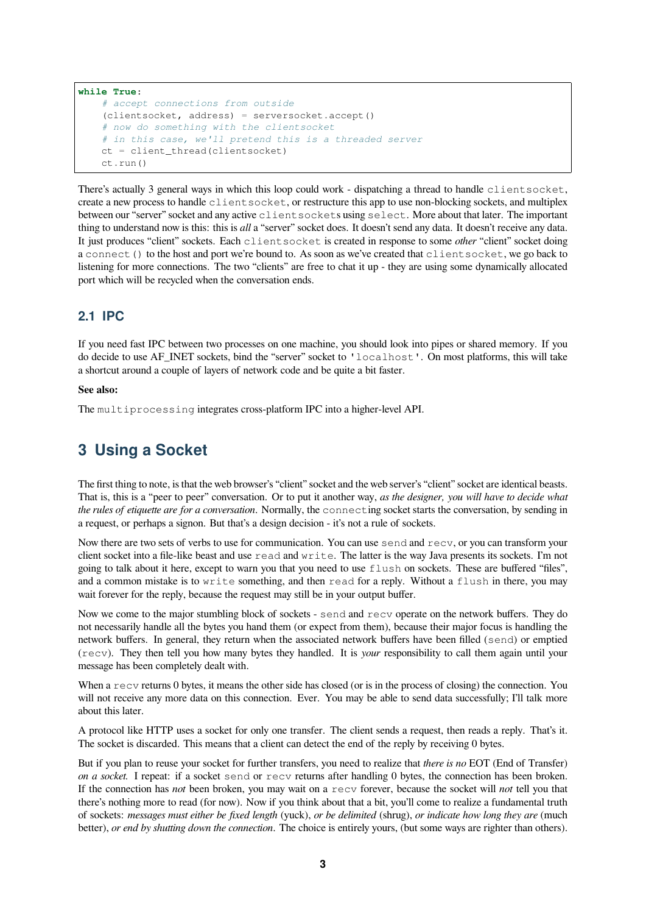```
while True:
    # accept connections from outside
    (clientsocket, address) = serversocket.accept()
    # now do something with the clientsocket
    # in this case, we'll pretend this is a threaded server
    ct = client_thread(clientsocket)
    ct.run()
```

There's actually 3 general ways in which this loop could work - dispatching a thread to handle `clientsocket`, create a new process to handle `clientsocket`, or restructure this app to use non-blocking sockets, and multiplex between our "server" socket and any active `clientsocket`s using `select`. More about that later. The important thing to understand now is this: this is *all* a "server" socket does. It doesn't send any data. It doesn't receive any data. It just produces "client" sockets. Each `clientsocket` is created in response to some *other* "client" socket doing a `connect()` to the host and port we're bound to. As soon as we've created that `clientsocket`, we go back to listening for more connections. The two "clients" are free to chat it up - they are using some dynamically allocated port which will be recycled when the conversation ends.

### 2.1 IPC

If you need fast IPC between two processes on one machine, you should look into pipes or shared memory. If you do decide to use AF_INET sockets, bind the "server" socket to `'localhost'`. On most platforms, this will take a shortcut around a couple of layers of network code and be quite a bit faster.

**See also:**

The `multiprocessing` integrates cross-platform IPC into a higher-level API.

## 3 Using a Socket

The first thing to note, is that the web browser's "client" socket and the web server's "client" socket are identical beasts. That is, this is a "peer to peer" conversation. Or to put it another way, *as the designer, you will have to decide what the rules of etiquette are for a conversation*. Normally, the `connect`ing socket starts the conversation, by sending in a request, or perhaps a signon. But that's a design decision - it's not a rule of sockets.

Now there are two sets of verbs to use for communication. You can use `send` and `recv`, or you can transform your client socket into a file-like beast and use `read` and `write`. The latter is the way Java presents its sockets. I'm not going to talk about it here, except to warn you that you need to use `flush` on sockets. These are buffered "files", and a common mistake is to `write` something, and then `read` for a reply. Without a `flush` in there, you may wait forever for the reply, because the request may still be in your output buffer.

Now we come to the major stumbling block of sockets - `send` and `recv` operate on the network buffers. They do not necessarily handle all the bytes you hand them (or expect from them), because their major focus is handling the network buffers. In general, they return when the associated network buffers have been filled (`send`) or emptied (`recv`). They then tell you how many bytes they handled. It is *your* responsibility to call them again until your message has been completely dealt with.

When a `recv` returns 0 bytes, it means the other side has closed (or is in the process of closing) the connection. You will not receive any more data on this connection. Ever. You may be able to send data successfully; I'll talk more about this later.

A protocol like HTTP uses a socket for only one transfer. The client sends a request, then reads a reply. That's it. The socket is discarded. This means that a client can detect the end of the reply by receiving 0 bytes.

But if you plan to reuse your socket for further transfers, you need to realize that *there is no* EOT (End of Transfer) *on a socket.* I repeat: if a socket `send` or `recv` returns after handling 0 bytes, the connection has been broken. If the connection has *not* been broken, you may wait on a `recv` forever, because the socket will *not* tell you that there's nothing more to read (for now). Now if you think about that a bit, you'll come to realize a fundamental truth of sockets: *messages must either be fixed length* (yuck), *or be delimited* (shrug), *or indicate how long they are* (much better), *or end by shutting down the connection*. The choice is entirely yours, (but some ways are righter than others).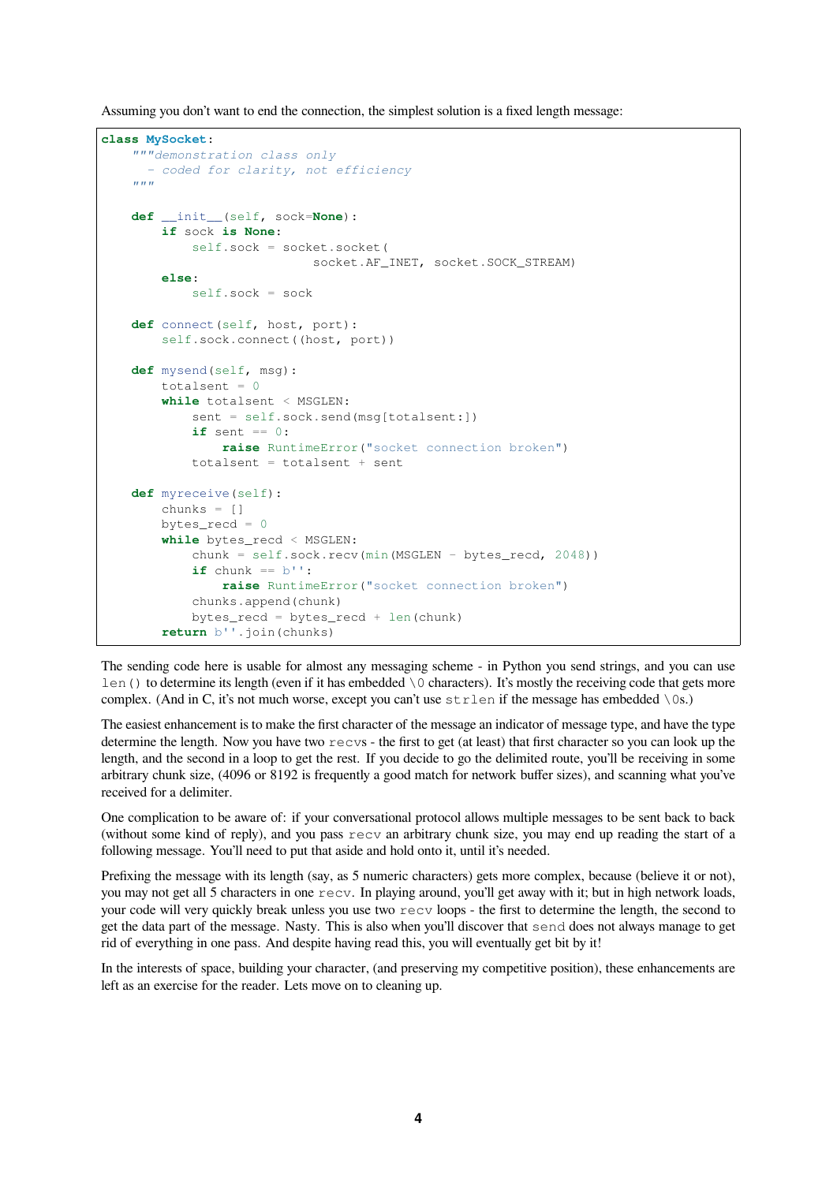Assuming you don't want to end the connection, the simplest solution is a fixed length message:

```
class MySocket:
    """demonstration class only
      - coded for clarity, not efficiency
    """

    def __init__(self, sock=None):
        if sock is None:
            self.sock = socket.socket(
                            socket.AF_INET, socket.SOCK_STREAM)
        else:
            self.sock = sock

    def connect(self, host, port):
        self.sock.connect((host, port))

    def mysend(self, msg):
        totalsent = 0
        while totalsent < MSGLEN:
            sent = self.sock.send(msg[totalsent:])
            if sent == 0:
                raise RuntimeError("socket connection broken")
            totalsent = totalsent + sent

    def myreceive(self):
        chunks = []
        bytes_recd = 0
        while bytes_recd < MSGLEN:
            chunk = self.sock.recv(min(MSGLEN - bytes_recd, 2048))
            if chunk == b'':
                raise RuntimeError("socket connection broken")
            chunks.append(chunk)
            bytes_recd = bytes_recd + len(chunk)
        return b''.join(chunks)
```

The sending code here is usable for almost any messaging scheme - in Python you send strings, and you can use `len()` to determine its length (even if it has embedded `\0` characters). It's mostly the receiving code that gets more complex. (And in C, it's not much worse, except you can't use `strlen` if the message has embedded `\0`s.)

The easiest enhancement is to make the first character of the message an indicator of message type, and have the type determine the length. Now you have two `recv`s - the first to get (at least) that first character so you can look up the length, and the second in a loop to get the rest. If you decide to go the delimited route, you'll be receiving in some arbitrary chunk size, (4096 or 8192 is frequently a good match for network buffer sizes), and scanning what you've received for a delimiter.

One complication to be aware of: if your conversational protocol allows multiple messages to be sent back to back (without some kind of reply), and you pass `recv` an arbitrary chunk size, you may end up reading the start of a following message. You'll need to put that aside and hold onto it, until it's needed.

Prefixing the message with its length (say, as 5 numeric characters) gets more complex, because (believe it or not), you may not get all 5 characters in one `recv`. In playing around, you'll get away with it; but in high network loads, your code will very quickly break unless you use two `recv` loops - the first to determine the length, the second to get the data part of the message. Nasty. This is also when you'll discover that `send` does not always manage to get rid of everything in one pass. And despite having read this, you will eventually get bit by it!

In the interests of space, building your character, (and preserving my competitive position), these enhancements are left as an exercise for the reader. Lets move on to cleaning up.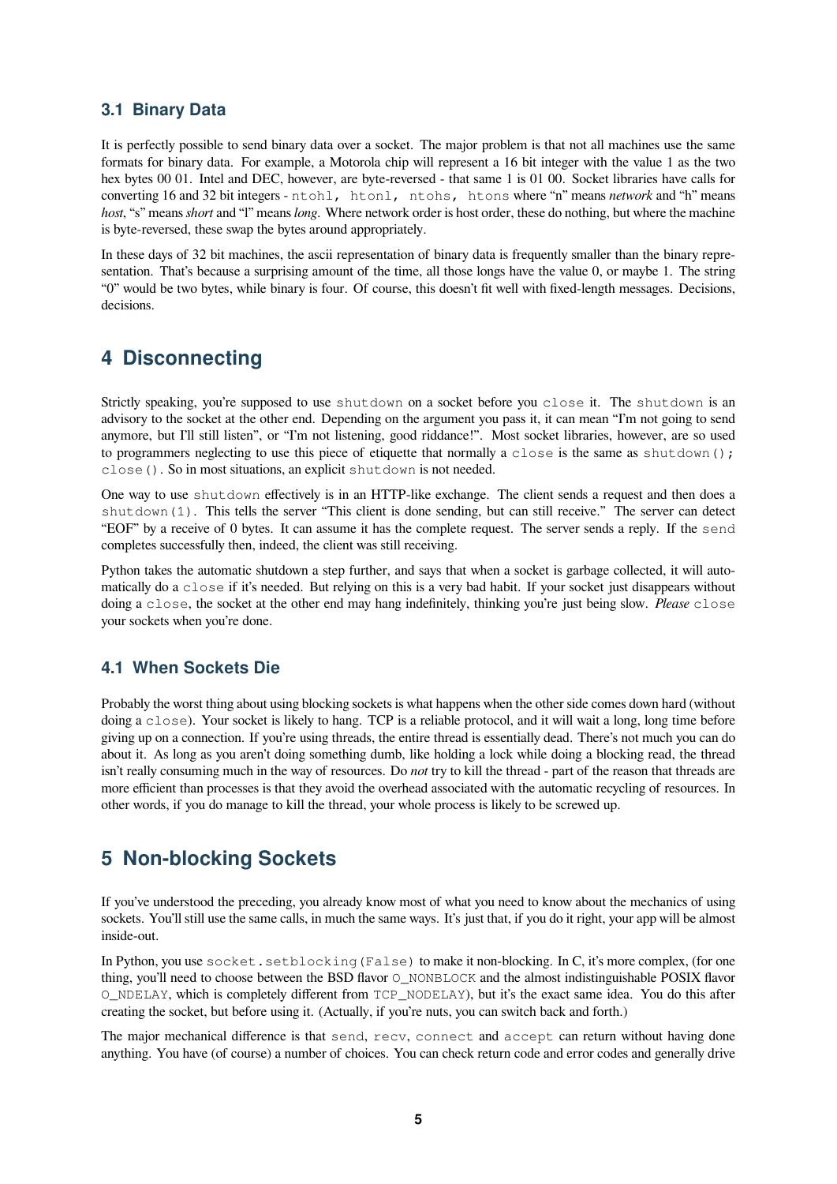### 3.1 Binary Data

It is perfectly possible to send binary data over a socket. The major problem is that not all machines use the same formats for binary data. For example, a Motorola chip will represent a 16 bit integer with the value 1 as the two hex bytes 00 01. Intel and DEC, however, are byte-reversed - that same 1 is 01 00. Socket libraries have calls for converting 16 and 32 bit integers - `ntohl, htonl, ntohs, htons` where "n" means *network* and "h" means *host*, "s" means *short* and "l" means *long*. Where network order is host order, these do nothing, but where the machine is byte-reversed, these swap the bytes around appropriately.

In these days of 32 bit machines, the ascii representation of binary data is frequently smaller than the binary representation. That's because a surprising amount of the time, all those longs have the value 0, or maybe 1. The string "0" would be two bytes, while binary is four. Of course, this doesn't fit well with fixed-length messages. Decisions, decisions.

## 4 Disconnecting

Strictly speaking, you're supposed to use `shutdown` on a socket before you `close` it. The `shutdown` is an advisory to the socket at the other end. Depending on the argument you pass it, it can mean "I'm not going to send anymore, but I'll still listen", or "I'm not listening, good riddance!". Most socket libraries, however, are so used to programmers neglecting to use this piece of etiquette that normally a `close` is the same as `shutdown(); close()`. So in most situations, an explicit `shutdown` is not needed.

One way to use `shutdown` effectively is in an HTTP-like exchange. The client sends a request and then does a `shutdown(1)`. This tells the server "This client is done sending, but can still receive." The server can detect "EOF" by a receive of 0 bytes. It can assume it has the complete request. The server sends a reply. If the `send` completes successfully then, indeed, the client was still receiving.

Python takes the automatic shutdown a step further, and says that when a socket is garbage collected, it will automatically do a `close` if it's needed. But relying on this is a very bad habit. If your socket just disappears without doing a `close`, the socket at the other end may hang indefinitely, thinking you're just being slow. *Please* `close` your sockets when you're done.

### 4.1 When Sockets Die

Probably the worst thing about using blocking sockets is what happens when the other side comes down hard (without doing a `close`). Your socket is likely to hang. TCP is a reliable protocol, and it will wait a long, long time before giving up on a connection. If you're using threads, the entire thread is essentially dead. There's not much you can do about it. As long as you aren't doing something dumb, like holding a lock while doing a blocking read, the thread isn't really consuming much in the way of resources. Do *not* try to kill the thread - part of the reason that threads are more efficient than processes is that they avoid the overhead associated with the automatic recycling of resources. In other words, if you do manage to kill the thread, your whole process is likely to be screwed up.

## 5 Non-blocking Sockets

If you've understood the preceding, you already know most of what you need to know about the mechanics of using sockets. You'll still use the same calls, in much the same ways. It's just that, if you do it right, your app will be almost inside-out.

In Python, you use `socket.setblocking(False)` to make it non-blocking. In C, it's more complex, (for one thing, you'll need to choose between the BSD flavor `O_NONBLOCK` and the almost indistinguishable POSIX flavor `O_NDELAY`, which is completely different from `TCP_NODELAY`), but it's the exact same idea. You do this after creating the socket, but before using it. (Actually, if you're nuts, you can switch back and forth.)

The major mechanical difference is that `send`, `recv`, `connect` and `accept` can return without having done anything. You have (of course) a number of choices. You can check return code and error codes and generally drive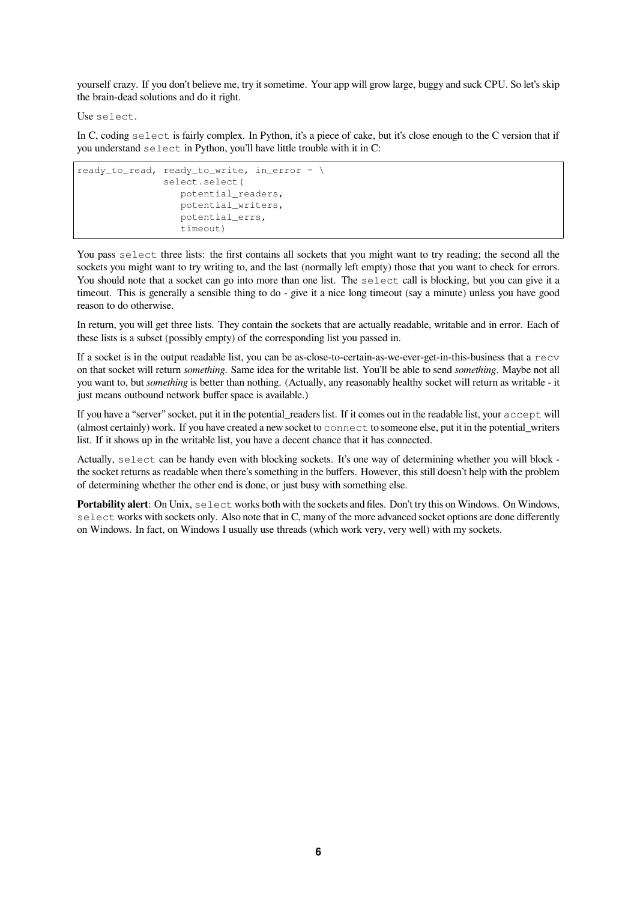yourself crazy. If you don't believe me, try it sometime. Your app will grow large, buggy and suck CPU. So let's skip the brain-dead solutions and do it right.

Use `select`.

In C, coding `select` is fairly complex. In Python, it's a piece of cake, but it's close enough to the C version that if you understand `select` in Python, you'll have little trouble with it in C:

```
ready_to_read, ready_to_write, in_error = \
               select.select(
                  potential_readers,
                  potential_writers,
                  potential_errs,
                  timeout)
```

You pass `select` three lists: the first contains all sockets that you might want to try reading; the second all the sockets you might want to try writing to, and the last (normally left empty) those that you want to check for errors. You should note that a socket can go into more than one list. The `select` call is blocking, but you can give it a timeout. This is generally a sensible thing to do - give it a nice long timeout (say a minute) unless you have good reason to do otherwise.

In return, you will get three lists. They contain the sockets that are actually readable, writable and in error. Each of these lists is a subset (possibly empty) of the corresponding list you passed in.

If a socket is in the output readable list, you can be as-close-to-certain-as-we-ever-get-in-this-business that a `recv` on that socket will return *something*. Same idea for the writable list. You'll be able to send *something*. Maybe not all you want to, but *something* is better than nothing. (Actually, any reasonably healthy socket will return as writable - it just means outbound network buffer space is available.)

If you have a "server" socket, put it in the potential_readers list. If it comes out in the readable list, your `accept` will (almost certainly) work. If you have created a new socket to `connect` to someone else, put it in the potential_writers list. If it shows up in the writable list, you have a decent chance that it has connected.

Actually, `select` can be handy even with blocking sockets. It's one way of determining whether you will block - the socket returns as readable when there's something in the buffers. However, this still doesn't help with the problem of determining whether the other end is done, or just busy with something else.

**Portability alert**: On Unix, `select` works both with the sockets and files. Don't try this on Windows. On Windows, `select` works with sockets only. Also note that in C, many of the more advanced socket options are done differently on Windows. In fact, on Windows I usually use threads (which work very, very well) with my sockets.